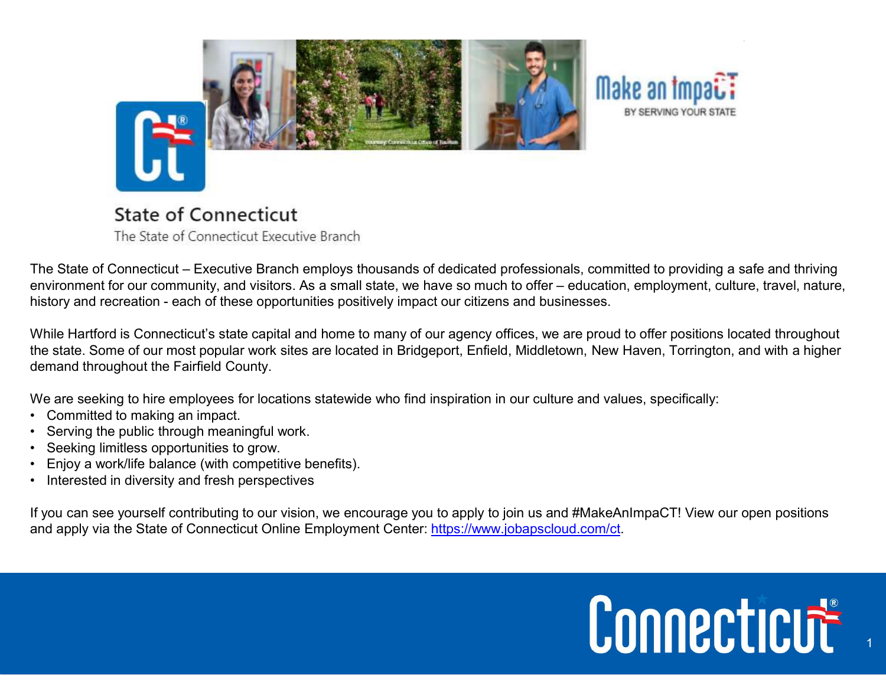Make an impaCT
BY SERVING YOUR STATE

## State of Connecticut

The State of Connecticut Executive Branch

The State of Connecticut – Executive Branch employs thousands of dedicated professionals, committed to providing a safe and thriving environment for our community, and visitors. As a small state, we have so much to offer – education, employment, culture, travel, nature, history and recreation - each of these opportunities positively impact our citizens and businesses.

While Hartford is Connecticut's state capital and home to many of our agency offices, we are proud to offer positions located throughout the state. Some of our most popular work sites are located in Bridgeport, Enfield, Middletown, New Haven, Torrington, and with a higher demand throughout the Fairfield County.

We are seeking to hire employees for locations statewide who find inspiration in our culture and values, specifically:

- Committed to making an impact.
- Serving the public through meaningful work.
- Seeking limitless opportunities to grow.
- Enjoy a work/life balance (with competitive benefits).
- Interested in diversity and fresh perspectives

If you can see yourself contributing to our vision, we encourage you to apply to join us and #MakeAnImpaCT! View our open positions and apply via the State of Connecticut Online Employment Center: [https://www.jobapscloud.com/ct](https://www.jobapscloud.com/ct).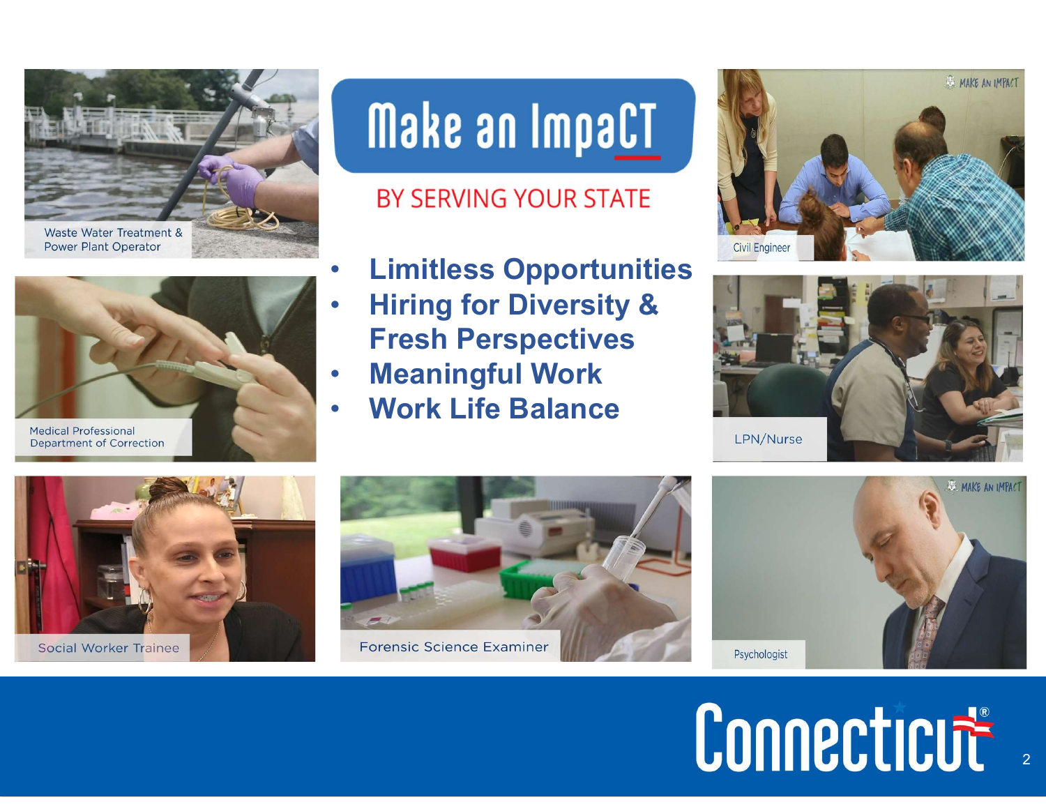# Make an ImpaCT

## BY SERVING YOUR STATE

- **Limitless Opportunities**
- **Hiring for Diversity & Fresh Perspectives**
- **Meaningful Work**
- **Work Life Balance**

Waste Water Treatment & Power Plant Operator

Civil Engineer

Medical Professional Department of Correction

LPN/Nurse

Social Worker Trainee

Forensic Science Examiner

Psychologist

Connecticut®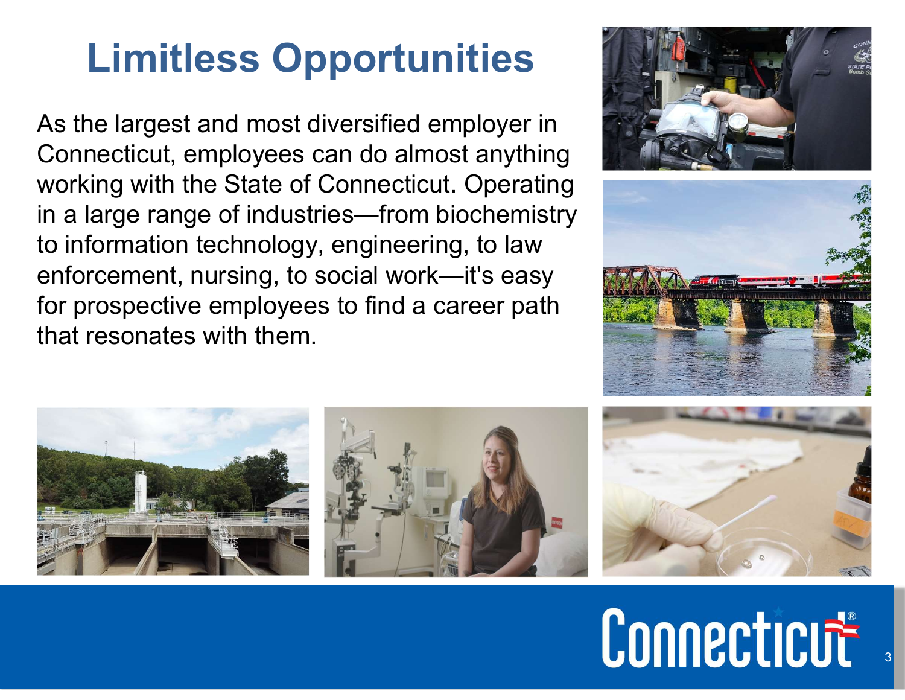# Limitless Opportunities

As the largest and most diversified employer in Connecticut, employees can do almost anything working with the State of Connecticut. Operating in a large range of industries—from biochemistry to information technology, engineering, to law enforcement, nursing, to social work—it's easy for prospective employees to find a career path that resonates with them.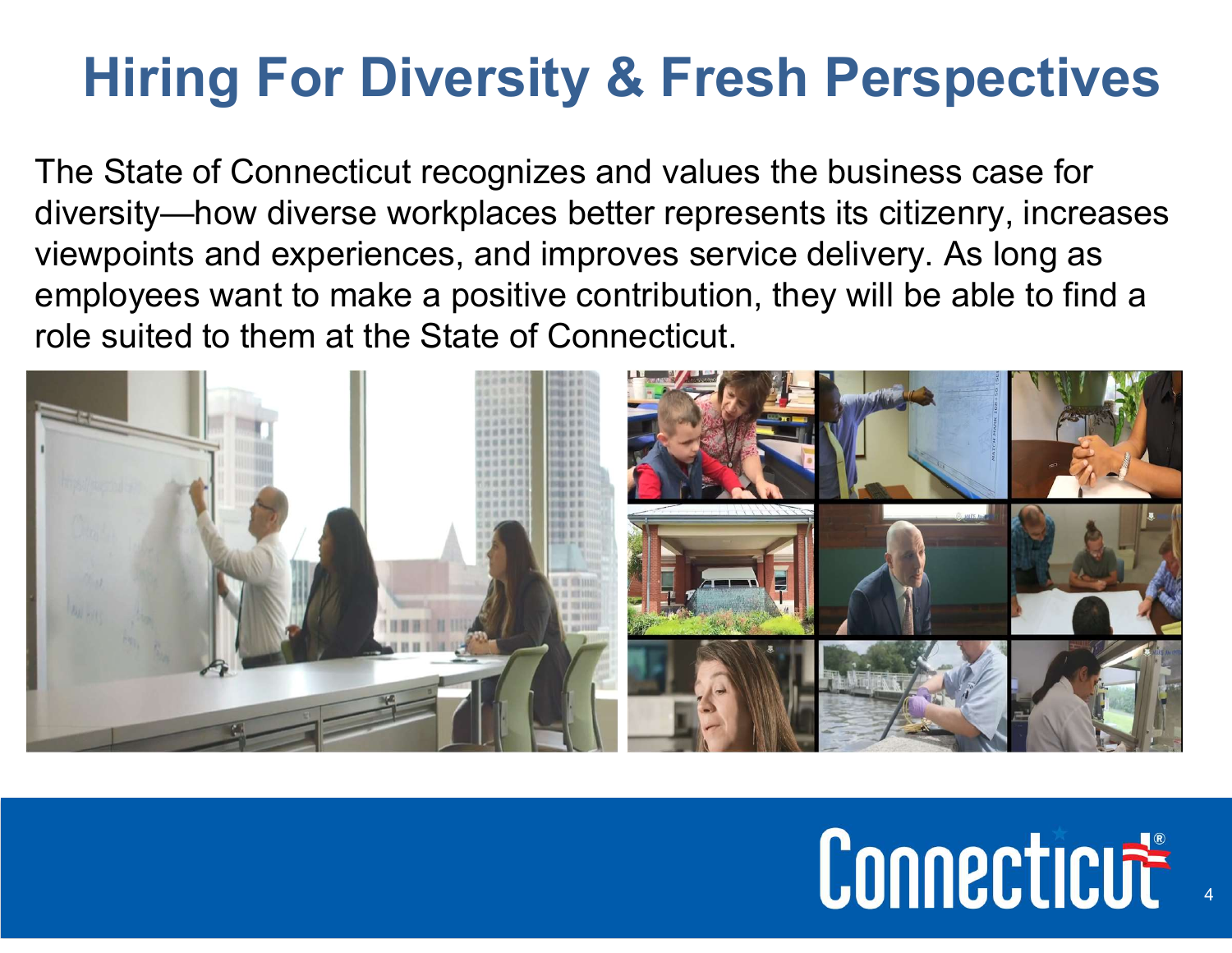# Hiring For Diversity & Fresh Perspectives

The State of Connecticut recognizes and values the business case for diversity—how diverse workplaces better represents its citizenry, increases viewpoints and experiences, and improves service delivery. As long as employees want to make a positive contribution, they will be able to find a role suited to them at the State of Connecticut.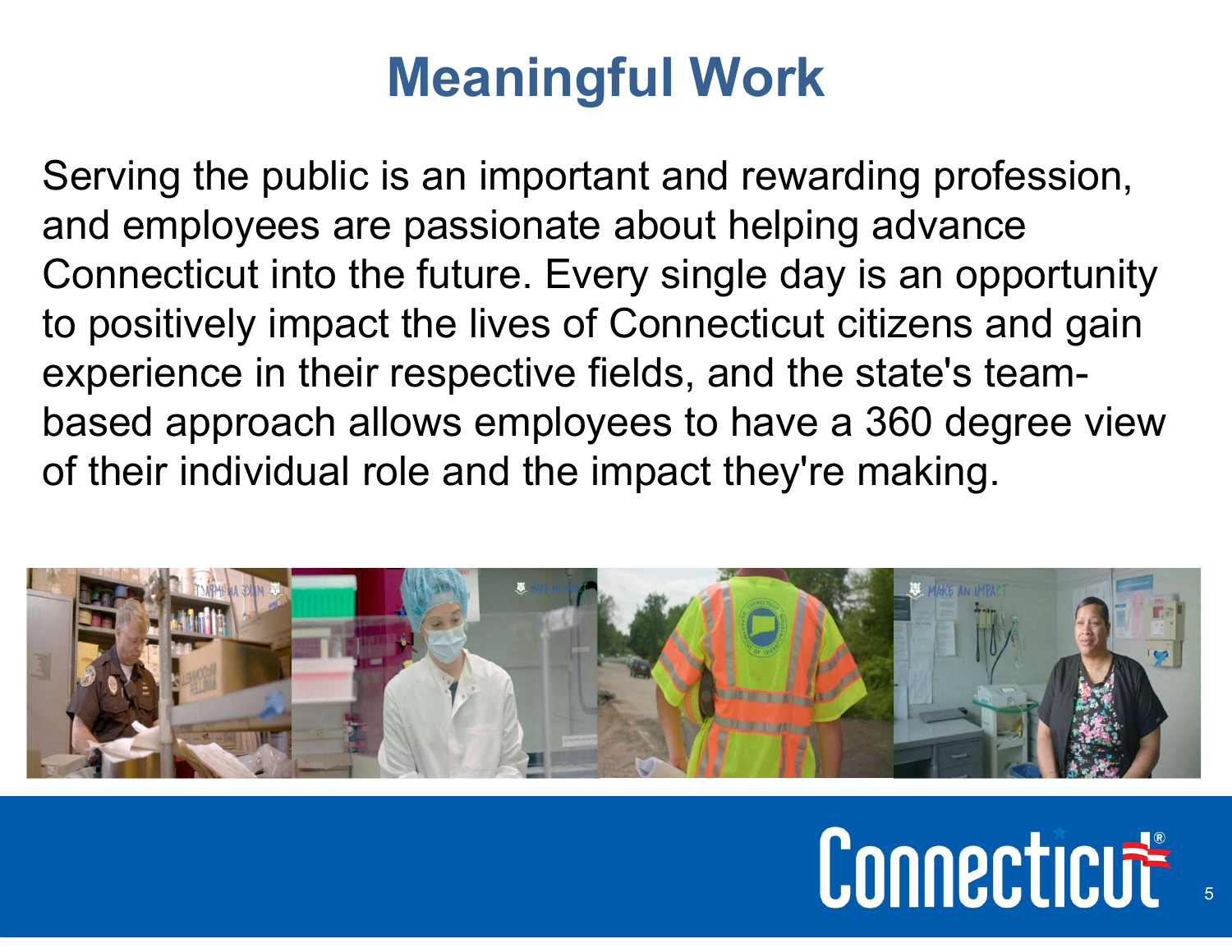# Meaningful Work

Serving the public is an important and rewarding profession, and employees are passionate about helping advance Connecticut into the future. Every single day is an opportunity to positively impact the lives of Connecticut citizens and gain experience in their respective fields, and the state's team-based approach allows employees to have a 360 degree view of their individual role and the impact they're making.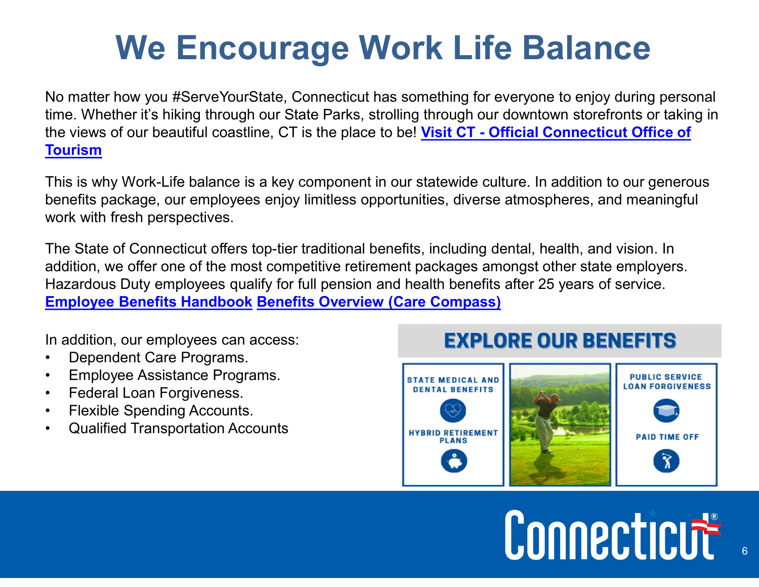# We Encourage Work Life Balance

No matter how you #ServeYourState, Connecticut has something for everyone to enjoy during personal time. Whether it's hiking through our State Parks, strolling through our downtown storefronts or taking in the views of our beautiful coastline, CT is the place to be! **Visit CT - Official Connecticut Office of Tourism**

This is why Work-Life balance is a key component in our statewide culture. In addition to our generous benefits package, our employees enjoy limitless opportunities, diverse atmospheres, and meaningful work with fresh perspectives.

The State of Connecticut offers top-tier traditional benefits, including dental, health, and vision. In addition, we offer one of the most competitive retirement packages amongst other state employers. Hazardous Duty employees qualify for full pension and health benefits after 25 years of service. **Employee Benefits Handbook** **Benefits Overview (Care Compass)**

In addition, our employees can access:

- Dependent Care Programs.
- Employee Assistance Programs.
- Federal Loan Forgiveness.
- Flexible Spending Accounts.
- Qualified Transportation Accounts

EXPLORE OUR BENEFITS

STATE MEDICAL AND DENTAL BENEFITS

HYBRID RETIREMENT PLANS

PUBLIC SERVICE LOAN FORGIVENESS

PAID TIME OFF